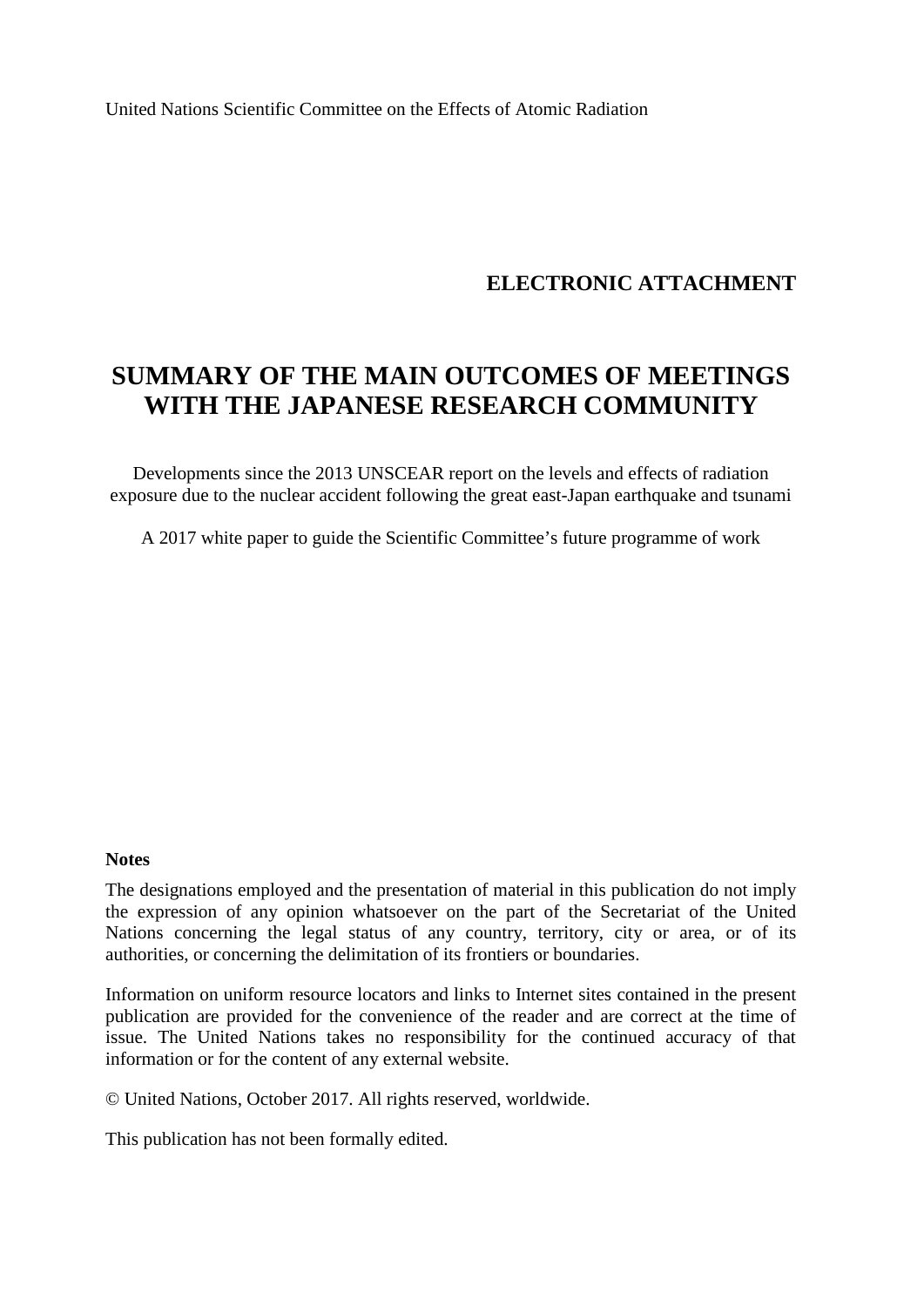United Nations Scientific Committee on the Effects of Atomic Radiation

**ELECTRONIC ATTACHMENT**

# SUMMARY OF THE MAIN OUTCOMES OF MEETINGS WITH THE JAPANESE RESEARCH COMMUNITY

Developments since the 2013 UNSCEAR report on the levels and effects of radiation exposure due to the nuclear accident following the great east-Japan earthquake and tsunami

A 2017 white paper to guide the Scientific Committee's future programme of work

**Notes**

The designations employed and the presentation of material in this publication do not imply the expression of any opinion whatsoever on the part of the Secretariat of the United Nations concerning the legal status of any country, territory, city or area, or of its authorities, or concerning the delimitation of its frontiers or boundaries.

Information on uniform resource locators and links to Internet sites contained in the present publication are provided for the convenience of the reader and are correct at the time of issue. The United Nations takes no responsibility for the continued accuracy of that information or for the content of any external website.

© United Nations, October 2017. All rights reserved, worldwide.

This publication has not been formally edited.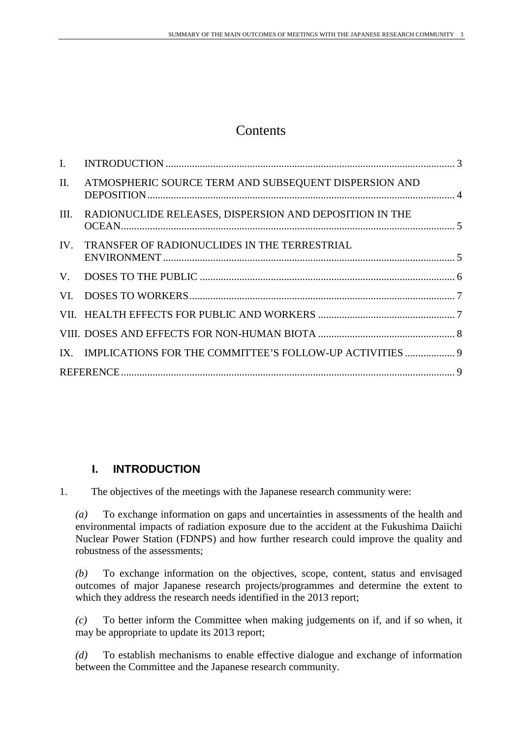# Contents

| | | |
|---|---|---|
| I. | INTRODUCTION | 3 |
| II. | ATMOSPHERIC SOURCE TERM AND SUBSEQUENT DISPERSION AND DEPOSITION | 4 |
| III. | RADIONUCLIDE RELEASES, DISPERSION AND DEPOSITION IN THE OCEAN | 5 |
| IV. | TRANSFER OF RADIONUCLIDES IN THE TERRESTRIAL ENVIRONMENT | 5 |
| V. | DOSES TO THE PUBLIC | 6 |
| VI. | DOSES TO WORKERS | 7 |
| VII. | HEALTH EFFECTS FOR PUBLIC AND WORKERS | 7 |
| VIII. | DOSES AND EFFECTS FOR NON-HUMAN BIOTA | 8 |
| IX. | IMPLICATIONS FOR THE COMMITTEE'S FOLLOW-UP ACTIVITIES | 9 |
| | REFERENCE | 9 |

## I. INTRODUCTION

1. The objectives of the meetings with the Japanese research community were:

*(a)* To exchange information on gaps and uncertainties in assessments of the health and environmental impacts of radiation exposure due to the accident at the Fukushima Daiichi Nuclear Power Station (FDNPS) and how further research could improve the quality and robustness of the assessments;

*(b)* To exchange information on the objectives, scope, content, status and envisaged outcomes of major Japanese research projects/programmes and determine the extent to which they address the research needs identified in the 2013 report;

*(c)* To better inform the Committee when making judgements on if, and if so when, it may be appropriate to update its 2013 report;

*(d)* To establish mechanisms to enable effective dialogue and exchange of information between the Committee and the Japanese research community.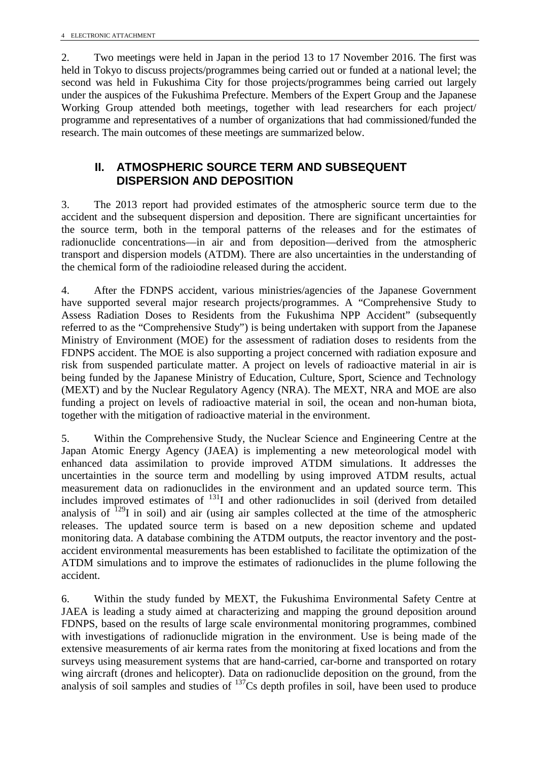2. Two meetings were held in Japan in the period 13 to 17 November 2016. The first was held in Tokyo to discuss projects/programmes being carried out or funded at a national level; the second was held in Fukushima City for those projects/programmes being carried out largely under the auspices of the Fukushima Prefecture. Members of the Expert Group and the Japanese Working Group attended both meetings, together with lead researchers for each project/ programme and representatives of a number of organizations that had commissioned/funded the research. The main outcomes of these meetings are summarized below.

## II. ATMOSPHERIC SOURCE TERM AND SUBSEQUENT DISPERSION AND DEPOSITION

3. The 2013 report had provided estimates of the atmospheric source term due to the accident and the subsequent dispersion and deposition. There are significant uncertainties for the source term, both in the temporal patterns of the releases and for the estimates of radionuclide concentrations—in air and from deposition—derived from the atmospheric transport and dispersion models (ATDM). There are also uncertainties in the understanding of the chemical form of the radioiodine released during the accident.

4. After the FDNPS accident, various ministries/agencies of the Japanese Government have supported several major research projects/programmes. A "Comprehensive Study to Assess Radiation Doses to Residents from the Fukushima NPP Accident" (subsequently referred to as the "Comprehensive Study") is being undertaken with support from the Japanese Ministry of Environment (MOE) for the assessment of radiation doses to residents from the FDNPS accident. The MOE is also supporting a project concerned with radiation exposure and risk from suspended particulate matter. A project on levels of radioactive material in air is being funded by the Japanese Ministry of Education, Culture, Sport, Science and Technology (MEXT) and by the Nuclear Regulatory Agency (NRA). The MEXT, NRA and MOE are also funding a project on levels of radioactive material in soil, the ocean and non-human biota, together with the mitigation of radioactive material in the environment.

5. Within the Comprehensive Study, the Nuclear Science and Engineering Centre at the Japan Atomic Energy Agency (JAEA) is implementing a new meteorological model with enhanced data assimilation to provide improved ATDM simulations. It addresses the uncertainties in the source term and modelling by using improved ATDM results, actual measurement data on radionuclides in the environment and an updated source term. This includes improved estimates of $^{131}$I and other radionuclides in soil (derived from detailed analysis of $^{129}$I in soil) and air (using air samples collected at the time of the atmospheric releases. The updated source term is based on a new deposition scheme and updated monitoring data. A database combining the ATDM outputs, the reactor inventory and the post-accident environmental measurements has been established to facilitate the optimization of the ATDM simulations and to improve the estimates of radionuclides in the plume following the accident.

6. Within the study funded by MEXT, the Fukushima Environmental Safety Centre at JAEA is leading a study aimed at characterizing and mapping the ground deposition around FDNPS, based on the results of large scale environmental monitoring programmes, combined with investigations of radionuclide migration in the environment. Use is being made of the extensive measurements of air kerma rates from the monitoring at fixed locations and from the surveys using measurement systems that are hand-carried, car-borne and transported on rotary wing aircraft (drones and helicopter). Data on radionuclide deposition on the ground, from the analysis of soil samples and studies of $^{137}$Cs depth profiles in soil, have been used to produce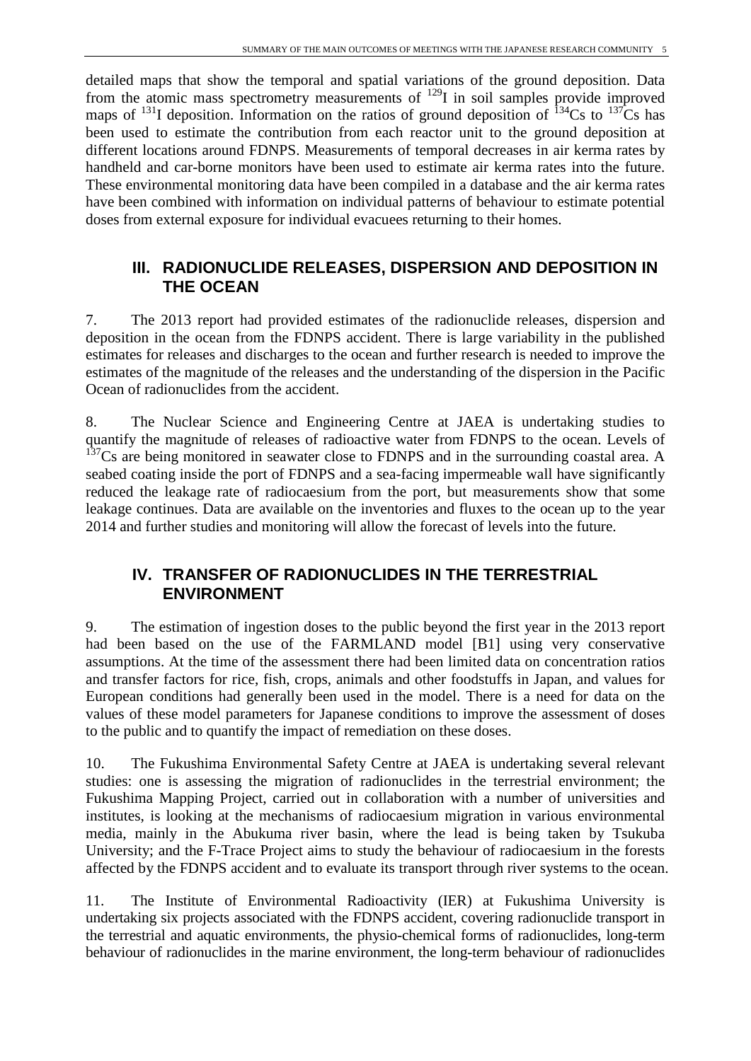detailed maps that show the temporal and spatial variations of the ground deposition. Data from the atomic mass spectrometry measurements of $^{129}$I in soil samples provide improved maps of $^{131}$I deposition. Information on the ratios of ground deposition of $^{134}$Cs to $^{137}$Cs has been used to estimate the contribution from each reactor unit to the ground deposition at different locations around FDNPS. Measurements of temporal decreases in air kerma rates by handheld and car-borne monitors have been used to estimate air kerma rates into the future. These environmental monitoring data have been compiled in a database and the air kerma rates have been combined with information on individual patterns of behaviour to estimate potential doses from external exposure for individual evacuees returning to their homes.

## III. RADIONUCLIDE RELEASES, DISPERSION AND DEPOSITION IN THE OCEAN

7. The 2013 report had provided estimates of the radionuclide releases, dispersion and deposition in the ocean from the FDNPS accident. There is large variability in the published estimates for releases and discharges to the ocean and further research is needed to improve the estimates of the magnitude of the releases and the understanding of the dispersion in the Pacific Ocean of radionuclides from the accident.

8. The Nuclear Science and Engineering Centre at JAEA is undertaking studies to quantify the magnitude of releases of radioactive water from FDNPS to the ocean. Levels of $^{137}$Cs are being monitored in seawater close to FDNPS and in the surrounding coastal area. A seabed coating inside the port of FDNPS and a sea-facing impermeable wall have significantly reduced the leakage rate of radiocaesium from the port, but measurements show that some leakage continues. Data are available on the inventories and fluxes to the ocean up to the year 2014 and further studies and monitoring will allow the forecast of levels into the future.

## IV. TRANSFER OF RADIONUCLIDES IN THE TERRESTRIAL ENVIRONMENT

9. The estimation of ingestion doses to the public beyond the first year in the 2013 report had been based on the use of the FARMLAND model [B1] using very conservative assumptions. At the time of the assessment there had been limited data on concentration ratios and transfer factors for rice, fish, crops, animals and other foodstuffs in Japan, and values for European conditions had generally been used in the model. There is a need for data on the values of these model parameters for Japanese conditions to improve the assessment of doses to the public and to quantify the impact of remediation on these doses.

10. The Fukushima Environmental Safety Centre at JAEA is undertaking several relevant studies: one is assessing the migration of radionuclides in the terrestrial environment; the Fukushima Mapping Project, carried out in collaboration with a number of universities and institutes, is looking at the mechanisms of radiocaesium migration in various environmental media, mainly in the Abukuma river basin, where the lead is being taken by Tsukuba University; and the F-Trace Project aims to study the behaviour of radiocaesium in the forests affected by the FDNPS accident and to evaluate its transport through river systems to the ocean.

11. The Institute of Environmental Radioactivity (IER) at Fukushima University is undertaking six projects associated with the FDNPS accident, covering radionuclide transport in the terrestrial and aquatic environments, the physio-chemical forms of radionuclides, long-term behaviour of radionuclides in the marine environment, the long-term behaviour of radionuclides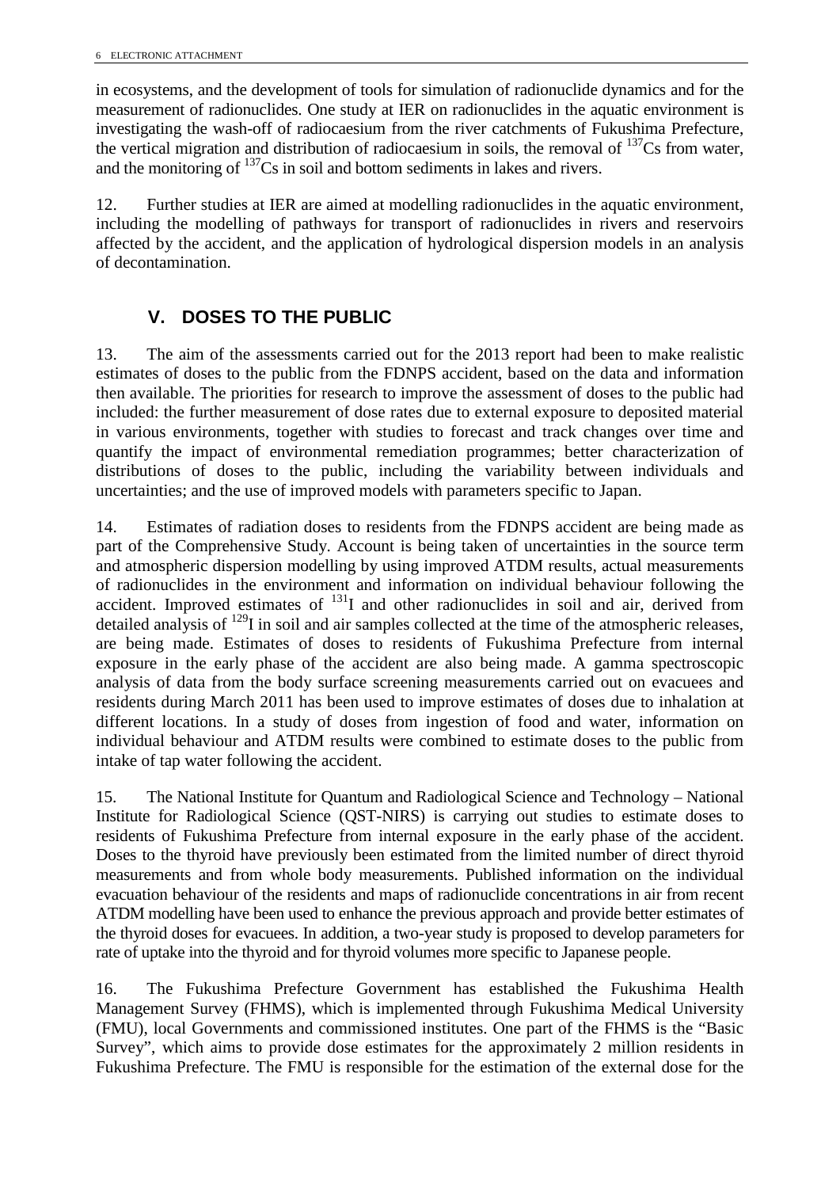in ecosystems, and the development of tools for simulation of radionuclide dynamics and for the measurement of radionuclides. One study at IER on radionuclides in the aquatic environment is investigating the wash-off of radiocaesium from the river catchments of Fukushima Prefecture, the vertical migration and distribution of radiocaesium in soils, the removal of $^{137}$Cs from water, and the monitoring of $^{137}$Cs in soil and bottom sediments in lakes and rivers.

12. Further studies at IER are aimed at modelling radionuclides in the aquatic environment, including the modelling of pathways for transport of radionuclides in rivers and reservoirs affected by the accident, and the application of hydrological dispersion models in an analysis of decontamination.

## V. DOSES TO THE PUBLIC

13. The aim of the assessments carried out for the 2013 report had been to make realistic estimates of doses to the public from the FDNPS accident, based on the data and information then available. The priorities for research to improve the assessment of doses to the public had included: the further measurement of dose rates due to external exposure to deposited material in various environments, together with studies to forecast and track changes over time and quantify the impact of environmental remediation programmes; better characterization of distributions of doses to the public, including the variability between individuals and uncertainties; and the use of improved models with parameters specific to Japan.

14. Estimates of radiation doses to residents from the FDNPS accident are being made as part of the Comprehensive Study. Account is being taken of uncertainties in the source term and atmospheric dispersion modelling by using improved ATDM results, actual measurements of radionuclides in the environment and information on individual behaviour following the accident. Improved estimates of $^{131}$I and other radionuclides in soil and air, derived from detailed analysis of $^{129}$I in soil and air samples collected at the time of the atmospheric releases, are being made. Estimates of doses to residents of Fukushima Prefecture from internal exposure in the early phase of the accident are also being made. A gamma spectroscopic analysis of data from the body surface screening measurements carried out on evacuees and residents during March 2011 has been used to improve estimates of doses due to inhalation at different locations. In a study of doses from ingestion of food and water, information on individual behaviour and ATDM results were combined to estimate doses to the public from intake of tap water following the accident.

15. The National Institute for Quantum and Radiological Science and Technology – National Institute for Radiological Science (QST-NIRS) is carrying out studies to estimate doses to residents of Fukushima Prefecture from internal exposure in the early phase of the accident. Doses to the thyroid have previously been estimated from the limited number of direct thyroid measurements and from whole body measurements. Published information on the individual evacuation behaviour of the residents and maps of radionuclide concentrations in air from recent ATDM modelling have been used to enhance the previous approach and provide better estimates of the thyroid doses for evacuees. In addition, a two-year study is proposed to develop parameters for rate of uptake into the thyroid and for thyroid volumes more specific to Japanese people.

16. The Fukushima Prefecture Government has established the Fukushima Health Management Survey (FHMS), which is implemented through Fukushima Medical University (FMU), local Governments and commissioned institutes. One part of the FHMS is the "Basic Survey", which aims to provide dose estimates for the approximately 2 million residents in Fukushima Prefecture. The FMU is responsible for the estimation of the external dose for the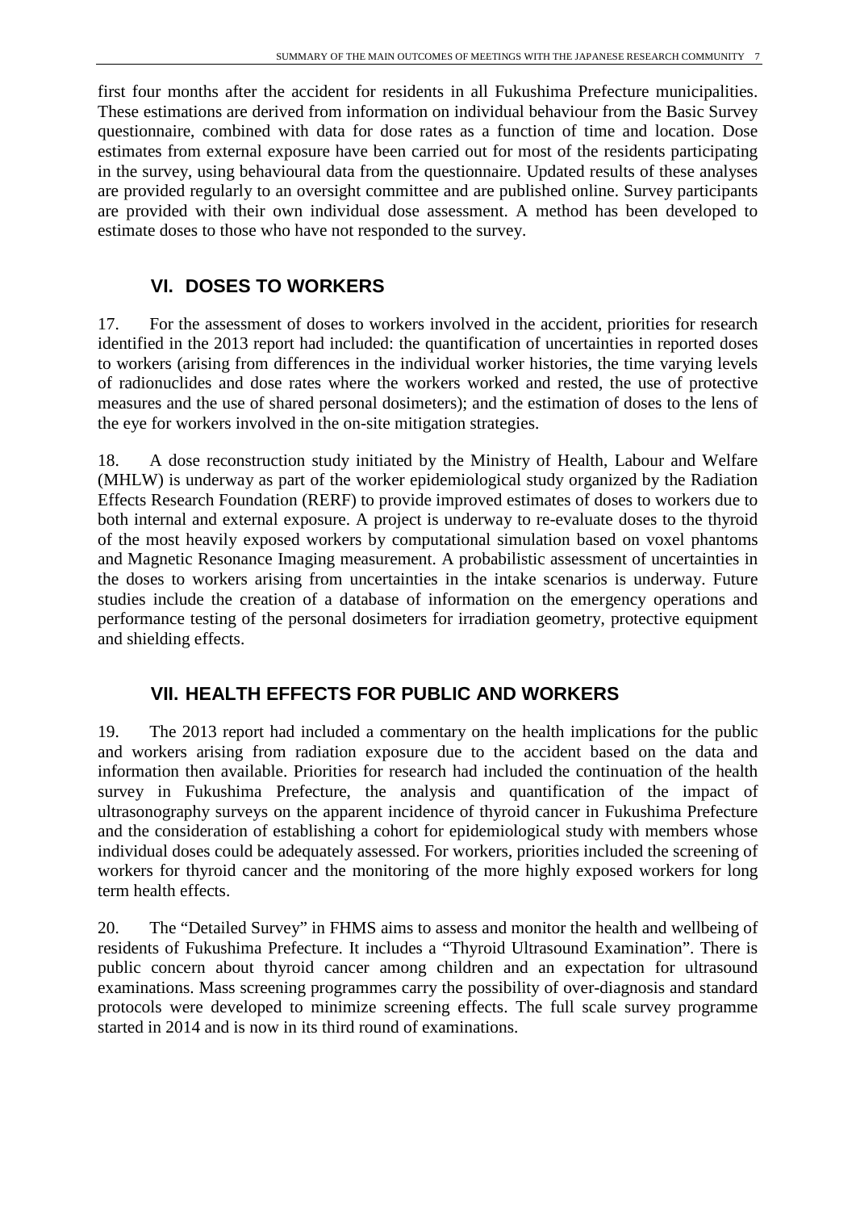first four months after the accident for residents in all Fukushima Prefecture municipalities. These estimations are derived from information on individual behaviour from the Basic Survey questionnaire, combined with data for dose rates as a function of time and location. Dose estimates from external exposure have been carried out for most of the residents participating in the survey, using behavioural data from the questionnaire. Updated results of these analyses are provided regularly to an oversight committee and are published online. Survey participants are provided with their own individual dose assessment. A method has been developed to estimate doses to those who have not responded to the survey.

## VI. DOSES TO WORKERS

17. For the assessment of doses to workers involved in the accident, priorities for research identified in the 2013 report had included: the quantification of uncertainties in reported doses to workers (arising from differences in the individual worker histories, the time varying levels of radionuclides and dose rates where the workers worked and rested, the use of protective measures and the use of shared personal dosimeters); and the estimation of doses to the lens of the eye for workers involved in the on-site mitigation strategies.

18. A dose reconstruction study initiated by the Ministry of Health, Labour and Welfare (MHLW) is underway as part of the worker epidemiological study organized by the Radiation Effects Research Foundation (RERF) to provide improved estimates of doses to workers due to both internal and external exposure. A project is underway to re-evaluate doses to the thyroid of the most heavily exposed workers by computational simulation based on voxel phantoms and Magnetic Resonance Imaging measurement. A probabilistic assessment of uncertainties in the doses to workers arising from uncertainties in the intake scenarios is underway. Future studies include the creation of a database of information on the emergency operations and performance testing of the personal dosimeters for irradiation geometry, protective equipment and shielding effects.

## VII. HEALTH EFFECTS FOR PUBLIC AND WORKERS

19. The 2013 report had included a commentary on the health implications for the public and workers arising from radiation exposure due to the accident based on the data and information then available. Priorities for research had included the continuation of the health survey in Fukushima Prefecture, the analysis and quantification of the impact of ultrasonography surveys on the apparent incidence of thyroid cancer in Fukushima Prefecture and the consideration of establishing a cohort for epidemiological study with members whose individual doses could be adequately assessed. For workers, priorities included the screening of workers for thyroid cancer and the monitoring of the more highly exposed workers for long term health effects.

20. The "Detailed Survey" in FHMS aims to assess and monitor the health and wellbeing of residents of Fukushima Prefecture. It includes a "Thyroid Ultrasound Examination". There is public concern about thyroid cancer among children and an expectation for ultrasound examinations. Mass screening programmes carry the possibility of over-diagnosis and standard protocols were developed to minimize screening effects. The full scale survey programme started in 2014 and is now in its third round of examinations.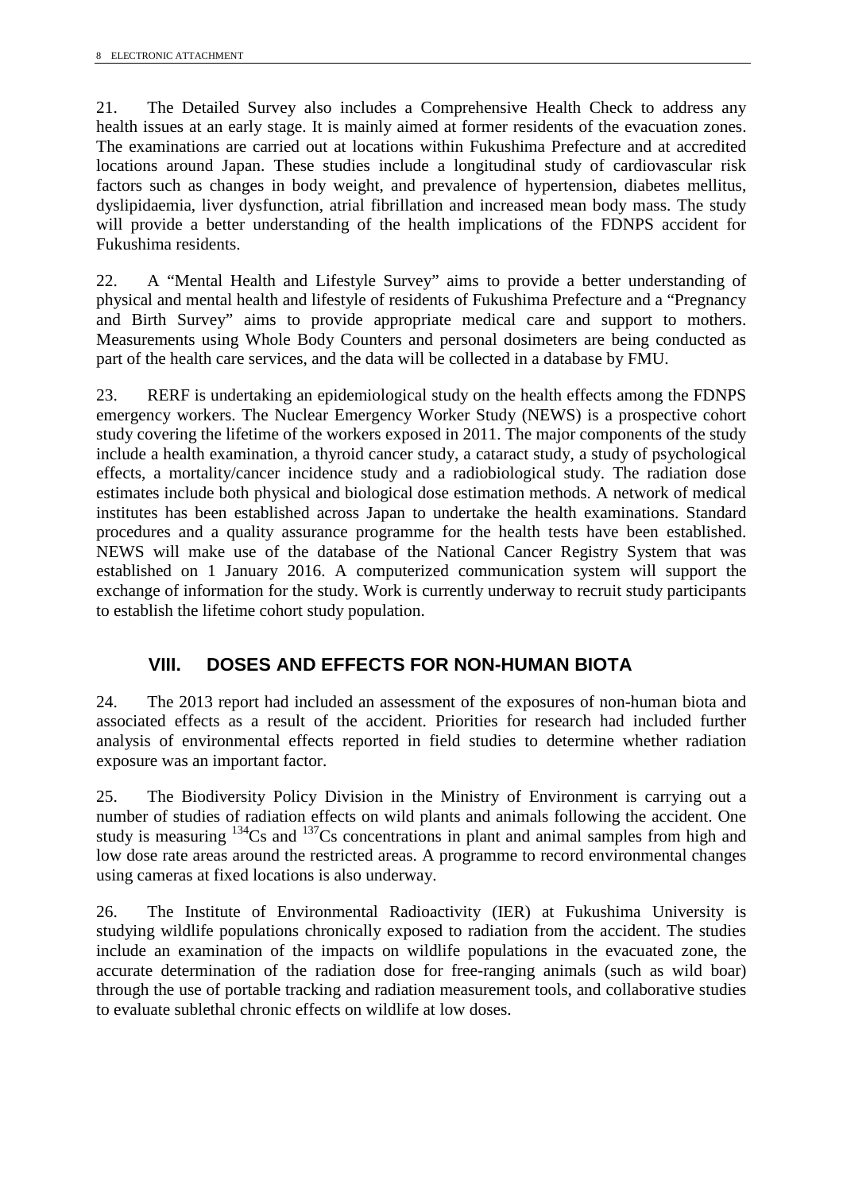21. The Detailed Survey also includes a Comprehensive Health Check to address any health issues at an early stage. It is mainly aimed at former residents of the evacuation zones. The examinations are carried out at locations within Fukushima Prefecture and at accredited locations around Japan. These studies include a longitudinal study of cardiovascular risk factors such as changes in body weight, and prevalence of hypertension, diabetes mellitus, dyslipidaemia, liver dysfunction, atrial fibrillation and increased mean body mass. The study will provide a better understanding of the health implications of the FDNPS accident for Fukushima residents.

22. A "Mental Health and Lifestyle Survey" aims to provide a better understanding of physical and mental health and lifestyle of residents of Fukushima Prefecture and a "Pregnancy and Birth Survey" aims to provide appropriate medical care and support to mothers. Measurements using Whole Body Counters and personal dosimeters are being conducted as part of the health care services, and the data will be collected in a database by FMU.

23. RERF is undertaking an epidemiological study on the health effects among the FDNPS emergency workers. The Nuclear Emergency Worker Study (NEWS) is a prospective cohort study covering the lifetime of the workers exposed in 2011. The major components of the study include a health examination, a thyroid cancer study, a cataract study, a study of psychological effects, a mortality/cancer incidence study and a radiobiological study. The radiation dose estimates include both physical and biological dose estimation methods. A network of medical institutes has been established across Japan to undertake the health examinations. Standard procedures and a quality assurance programme for the health tests have been established. NEWS will make use of the database of the National Cancer Registry System that was established on 1 January 2016. A computerized communication system will support the exchange of information for the study. Work is currently underway to recruit study participants to establish the lifetime cohort study population.

## VIII. DOSES AND EFFECTS FOR NON-HUMAN BIOTA

24. The 2013 report had included an assessment of the exposures of non-human biota and associated effects as a result of the accident. Priorities for research had included further analysis of environmental effects reported in field studies to determine whether radiation exposure was an important factor.

25. The Biodiversity Policy Division in the Ministry of Environment is carrying out a number of studies of radiation effects on wild plants and animals following the accident. One study is measuring $^{134}$Cs and $^{137}$Cs concentrations in plant and animal samples from high and low dose rate areas around the restricted areas. A programme to record environmental changes using cameras at fixed locations is also underway.

26. The Institute of Environmental Radioactivity (IER) at Fukushima University is studying wildlife populations chronically exposed to radiation from the accident. The studies include an examination of the impacts on wildlife populations in the evacuated zone, the accurate determination of the radiation dose for free-ranging animals (such as wild boar) through the use of portable tracking and radiation measurement tools, and collaborative studies to evaluate sublethal chronic effects on wildlife at low doses.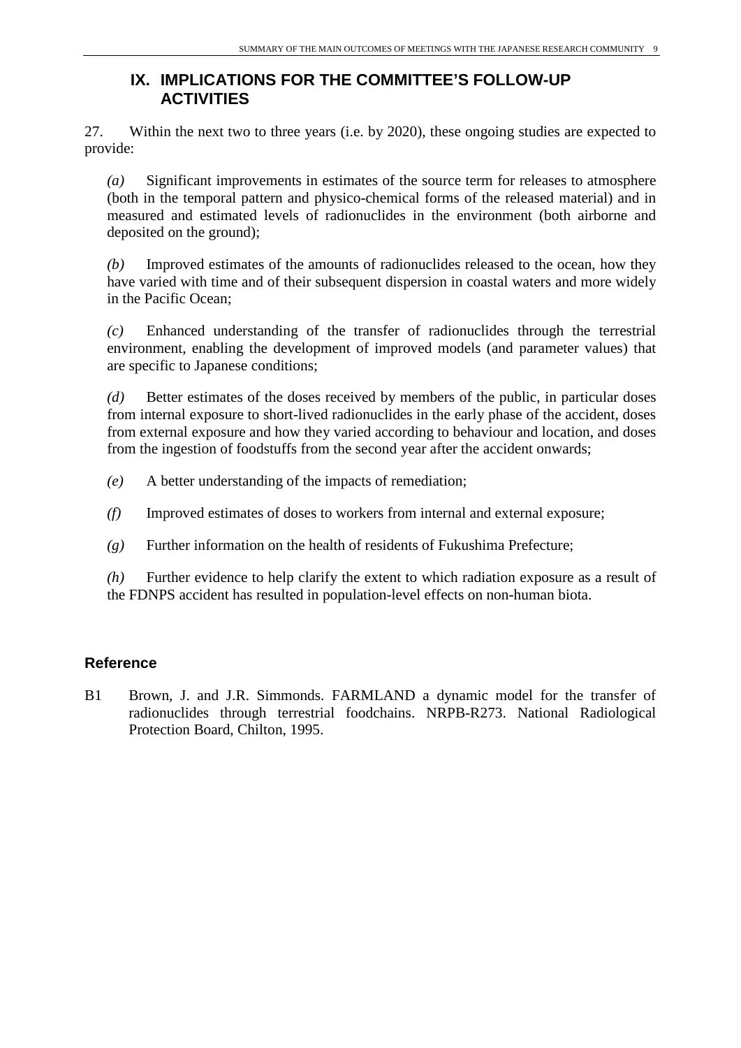## IX. IMPLICATIONS FOR THE COMMITTEE'S FOLLOW-UP ACTIVITIES

27. Within the next two to three years (i.e. by 2020), these ongoing studies are expected to provide:

*(a)* Significant improvements in estimates of the source term for releases to atmosphere (both in the temporal pattern and physico-chemical forms of the released material) and in measured and estimated levels of radionuclides in the environment (both airborne and deposited on the ground);

*(b)* Improved estimates of the amounts of radionuclides released to the ocean, how they have varied with time and of their subsequent dispersion in coastal waters and more widely in the Pacific Ocean;

*(c)* Enhanced understanding of the transfer of radionuclides through the terrestrial environment, enabling the development of improved models (and parameter values) that are specific to Japanese conditions;

*(d)* Better estimates of the doses received by members of the public, in particular doses from internal exposure to short-lived radionuclides in the early phase of the accident, doses from external exposure and how they varied according to behaviour and location, and doses from the ingestion of foodstuffs from the second year after the accident onwards;

*(e)* A better understanding of the impacts of remediation;

*(f)* Improved estimates of doses to workers from internal and external exposure;

*(g)* Further information on the health of residents of Fukushima Prefecture;

*(h)* Further evidence to help clarify the extent to which radiation exposure as a result of the FDNPS accident has resulted in population-level effects on non-human biota.

### Reference

B1 Brown, J. and J.R. Simmonds. FARMLAND a dynamic model for the transfer of radionuclides through terrestrial foodchains. NRPB-R273. National Radiological Protection Board, Chilton, 1995.